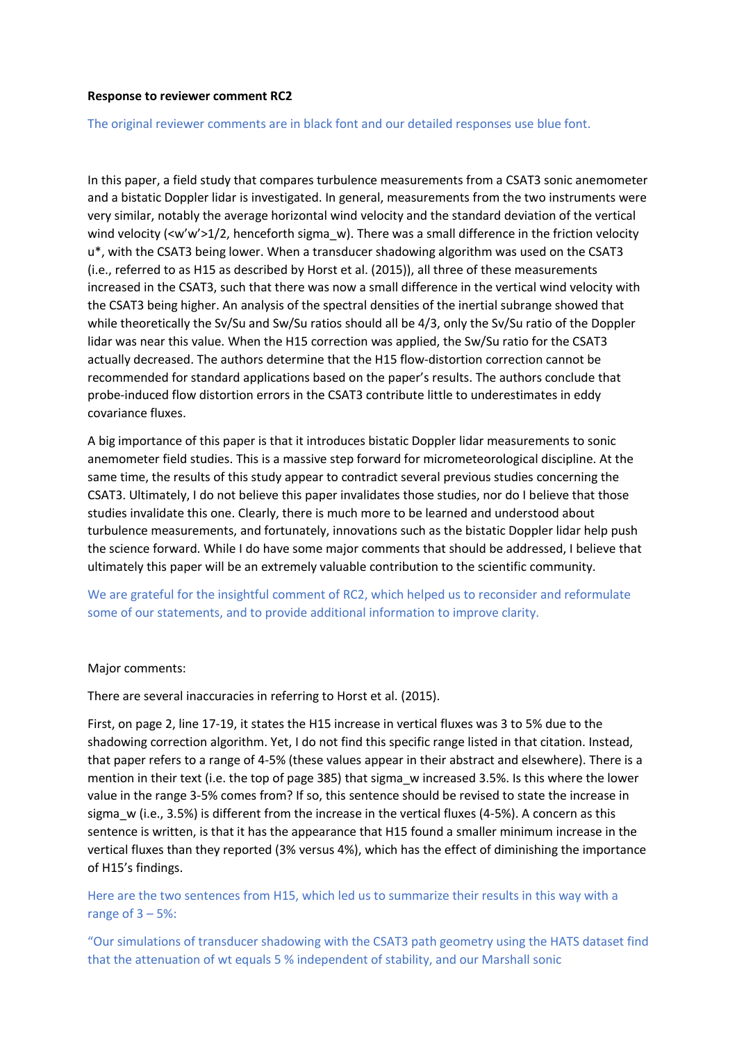**Response to reviewer comment RC2**

The original reviewer comments are in black font and our detailed responses use blue font.

In this paper, a field study that compares turbulence measurements from a CSAT3 sonic anemometer and a bistatic Doppler lidar is investigated. In general, measurements from the two instruments were very similar, notably the average horizontal wind velocity and the standard deviation of the vertical wind velocity ($<w'w'>^{1/2}$, henceforth sigma_w). There was a small difference in the friction velocity u*, with the CSAT3 being lower. When a transducer shadowing algorithm was used on the CSAT3 (i.e., referred to as H15 as described by Horst et al. (2015)), all three of these measurements increased in the CSAT3, such that there was now a small difference in the vertical wind velocity with the CSAT3 being higher. An analysis of the spectral densities of the inertial subrange showed that while theoretically the Sv/Su and Sw/Su ratios should all be 4/3, only the Sv/Su ratio of the Doppler lidar was near this value. When the H15 correction was applied, the Sw/Su ratio for the CSAT3 actually decreased. The authors determine that the H15 flow-distortion correction cannot be recommended for standard applications based on the paper's results. The authors conclude that probe-induced flow distortion errors in the CSAT3 contribute little to underestimates in eddy covariance fluxes.

A big importance of this paper is that it introduces bistatic Doppler lidar measurements to sonic anemometer field studies. This is a massive step forward for micrometeorological discipline. At the same time, the results of this study appear to contradict several previous studies concerning the CSAT3. Ultimately, I do not believe this paper invalidates those studies, nor do I believe that those studies invalidate this one. Clearly, there is much more to be learned and understood about turbulence measurements, and fortunately, innovations such as the bistatic Doppler lidar help push the science forward. While I do have some major comments that should be addressed, I believe that ultimately this paper will be an extremely valuable contribution to the scientific community.

We are grateful for the insightful comment of RC2, which helped us to reconsider and reformulate some of our statements, and to provide additional information to improve clarity.

Major comments:

There are several inaccuracies in referring to Horst et al. (2015).

First, on page 2, line 17-19, it states the H15 increase in vertical fluxes was 3 to 5% due to the shadowing correction algorithm. Yet, I do not find this specific range listed in that citation. Instead, that paper refers to a range of 4-5% (these values appear in their abstract and elsewhere). There is a mention in their text (i.e. the top of page 385) that sigma_w increased 3.5%. Is this where the lower value in the range 3-5% comes from? If so, this sentence should be revised to state the increase in sigma_w (i.e., 3.5%) is different from the increase in the vertical fluxes (4-5%). A concern as this sentence is written, is that it has the appearance that H15 found a smaller minimum increase in the vertical fluxes than they reported (3% versus 4%), which has the effect of diminishing the importance of H15's findings.

Here are the two sentences from H15, which led us to summarize their results in this way with a range of 3 – 5%:

"Our simulations of transducer shadowing with the CSAT3 path geometry using the HATS dataset find that the attenuation of wt equals 5 % independent of stability, and our Marshall sonic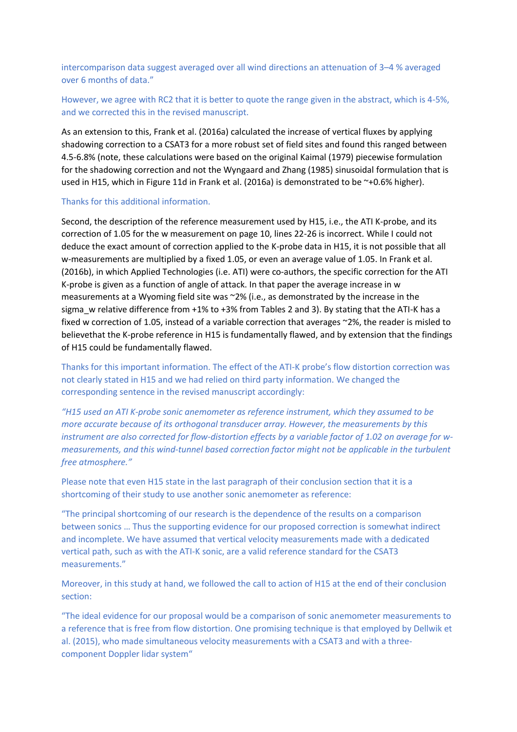intercomparison data suggest averaged over all wind directions an attenuation of 3–4 % averaged over 6 months of data."

However, we agree with RC2 that it is better to quote the range given in the abstract, which is 4-5%, and we corrected this in the revised manuscript.

As an extension to this, Frank et al. (2016a) calculated the increase of vertical fluxes by applying shadowing correction to a CSAT3 for a more robust set of field sites and found this ranged between 4.5-6.8% (note, these calculations were based on the original Kaimal (1979) piecewise formulation for the shadowing correction and not the Wyngaard and Zhang (1985) sinusoidal formulation that is used in H15, which in Figure 11d in Frank et al. (2016a) is demonstrated to be ~+0.6% higher).

Thanks for this additional information.

Second, the description of the reference measurement used by H15, i.e., the ATI K-probe, and its correction of 1.05 for the w measurement on page 10, lines 22-26 is incorrect. While I could not deduce the exact amount of correction applied to the K-probe data in H15, it is not possible that all w-measurements are multiplied by a fixed 1.05, or even an average value of 1.05. In Frank et al. (2016b), in which Applied Technologies (i.e. ATI) were co-authors, the specific correction for the ATI K-probe is given as a function of angle of attack. In that paper the average increase in w measurements at a Wyoming field site was ~2% (i.e., as demonstrated by the increase in the sigma_w relative difference from +1% to +3% from Tables 2 and 3). By stating that the ATI-K has a fixed w correction of 1.05, instead of a variable correction that averages ~2%, the reader is misled to believethat the K-probe reference in H15 is fundamentally flawed, and by extension that the findings of H15 could be fundamentally flawed.

Thanks for this important information. The effect of the ATI-K probe's flow distortion correction was not clearly stated in H15 and we had relied on third party information. We changed the corresponding sentence in the revised manuscript accordingly:

*"H15 used an ATI K-probe sonic anemometer as reference instrument, which they assumed to be more accurate because of its orthogonal transducer array. However, the measurements by this instrument are also corrected for flow-distortion effects by a variable factor of 1.02 on average for w-measurements, and this wind-tunnel based correction factor might not be applicable in the turbulent free atmosphere."*

Please note that even H15 state in the last paragraph of their conclusion section that it is a shortcoming of their study to use another sonic anemometer as reference:

"The principal shortcoming of our research is the dependence of the results on a comparison between sonics … Thus the supporting evidence for our proposed correction is somewhat indirect and incomplete. We have assumed that vertical velocity measurements made with a dedicated vertical path, such as with the ATI-K sonic, are a valid reference standard for the CSAT3 measurements."

Moreover, in this study at hand, we followed the call to action of H15 at the end of their conclusion section:

"The ideal evidence for our proposal would be a comparison of sonic anemometer measurements to a reference that is free from flow distortion. One promising technique is that employed by Dellwik et al. (2015), who made simultaneous velocity measurements with a CSAT3 and with a three-component Doppler lidar system"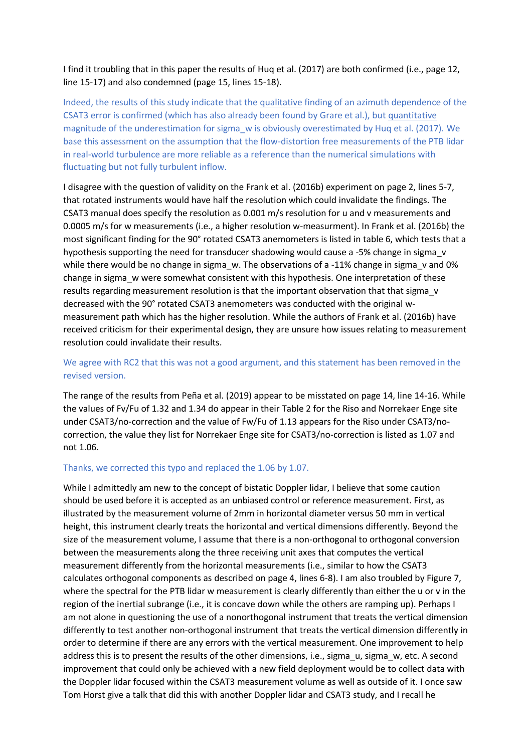I find it troubling that in this paper the results of Huq et al. (2017) are both confirmed (i.e., page 12, line 15-17) and also condemned (page 15, lines 15-18).

Indeed, the results of this study indicate that the qualitative finding of an azimuth dependence of the CSAT3 error is confirmed (which has also already been found by Grare et al.), but quantitative magnitude of the underestimation for sigma_w is obviously overestimated by Huq et al. (2017). We base this assessment on the assumption that the flow-distortion free measurements of the PTB lidar in real-world turbulence are more reliable as a reference than the numerical simulations with fluctuating but not fully turbulent inflow.

I disagree with the question of validity on the Frank et al. (2016b) experiment on page 2, lines 5-7, that rotated instruments would have half the resolution which could invalidate the findings. The CSAT3 manual does specify the resolution as 0.001 m/s resolution for u and v measurements and 0.0005 m/s for w measurements (i.e., a higher resolution w-measurment). In Frank et al. (2016b) the most significant finding for the 90° rotated CSAT3 anemometers is listed in table 6, which tests that a hypothesis supporting the need for transducer shadowing would cause a -5% change in sigma_v while there would be no change in sigma_w. The observations of a -11% change in sigma_v and 0% change in sigma_w were somewhat consistent with this hypothesis. One interpretation of these results regarding measurement resolution is that the important observation that that sigma_v decreased with the 90° rotated CSAT3 anemometers was conducted with the original w-measurement path which has the higher resolution. While the authors of Frank et al. (2016b) have received criticism for their experimental design, they are unsure how issues relating to measurement resolution could invalidate their results.

We agree with RC2 that this was not a good argument, and this statement has been removed in the revised version.

The range of the results from Peña et al. (2019) appear to be misstated on page 14, line 14-16. While the values of Fv/Fu of 1.32 and 1.34 do appear in their Table 2 for the Riso and Norrekaer Enge site under CSAT3/no-correction and the value of Fw/Fu of 1.13 appears for the Riso under CSAT3/no-correction, the value they list for Norrekaer Enge site for CSAT3/no-correction is listed as 1.07 and not 1.06.

Thanks, we corrected this typo and replaced the 1.06 by 1.07.

While I admittedly am new to the concept of bistatic Doppler lidar, I believe that some caution should be used before it is accepted as an unbiased control or reference measurement. First, as illustrated by the measurement volume of 2mm in horizontal diameter versus 50 mm in vertical height, this instrument clearly treats the horizontal and vertical dimensions differently. Beyond the size of the measurement volume, I assume that there is a non-orthogonal to orthogonal conversion between the measurements along the three receiving unit axes that computes the vertical measurement differently from the horizontal measurements (i.e., similar to how the CSAT3 calculates orthogonal components as described on page 4, lines 6-8). I am also troubled by Figure 7, where the spectral for the PTB lidar w measurement is clearly differently than either the u or v in the region of the inertial subrange (i.e., it is concave down while the others are ramping up). Perhaps I am not alone in questioning the use of a nonorthogonal instrument that treats the vertical dimension differently to test another non-orthogonal instrument that treats the vertical dimension differently in order to determine if there are any errors with the vertical measurement. One improvement to help address this is to present the results of the other dimensions, i.e., sigma_u, sigma_w, etc. A second improvement that could only be achieved with a new field deployment would be to collect data with the Doppler lidar focused within the CSAT3 measurement volume as well as outside of it. I once saw Tom Horst give a talk that did this with another Doppler lidar and CSAT3 study, and I recall he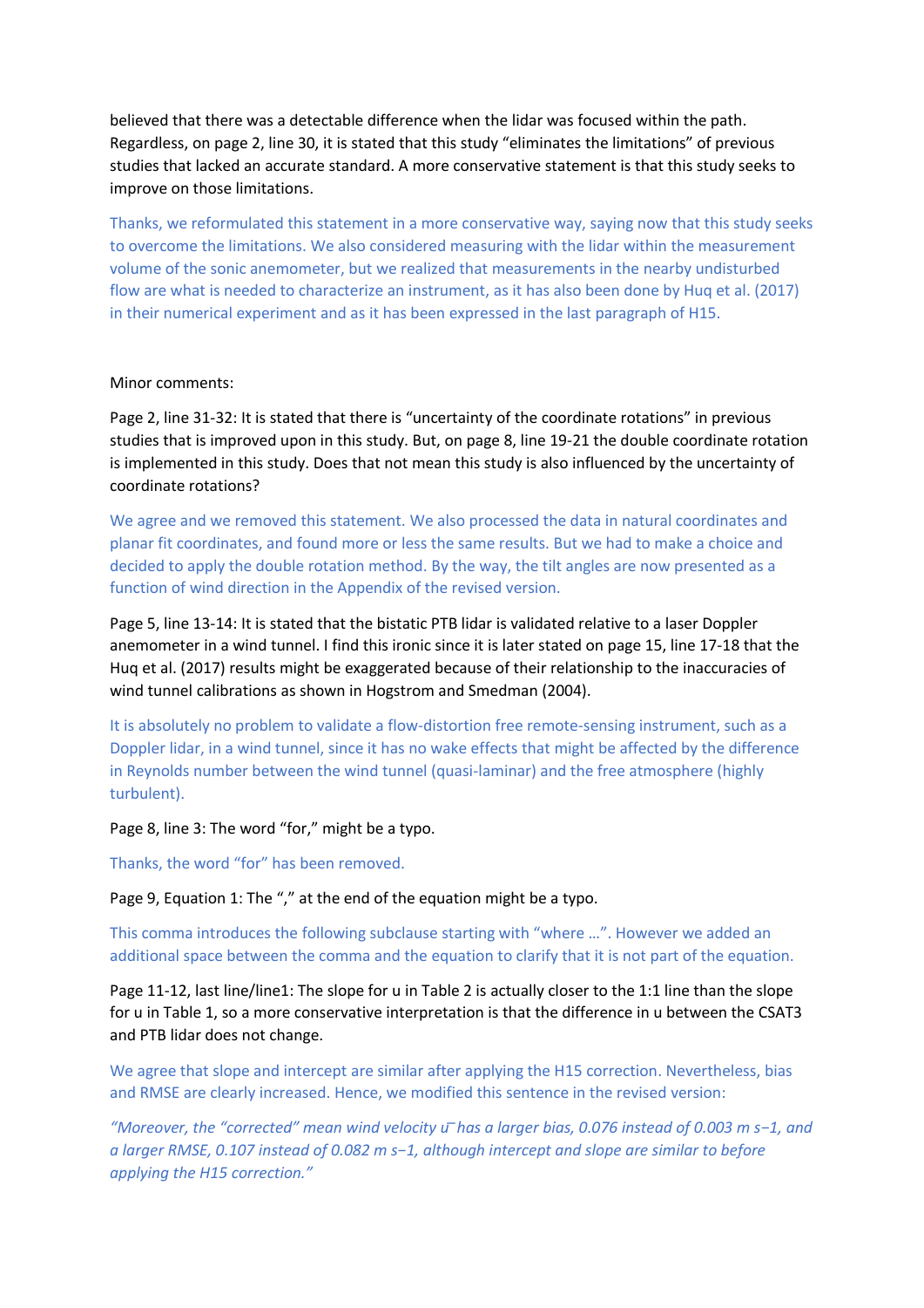believed that there was a detectable difference when the lidar was focused within the path. Regardless, on page 2, line 30, it is stated that this study "eliminates the limitations" of previous studies that lacked an accurate standard. A more conservative statement is that this study seeks to improve on those limitations.

Thanks, we reformulated this statement in a more conservative way, saying now that this study seeks to overcome the limitations. We also considered measuring with the lidar within the measurement volume of the sonic anemometer, but we realized that measurements in the nearby undisturbed flow are what is needed to characterize an instrument, as it has also been done by Huq et al. (2017) in their numerical experiment and as it has been expressed in the last paragraph of H15.

Minor comments:

Page 2, line 31-32: It is stated that there is "uncertainty of the coordinate rotations" in previous studies that is improved upon in this study. But, on page 8, line 19-21 the double coordinate rotation is implemented in this study. Does that not mean this study is also influenced by the uncertainty of coordinate rotations?

We agree and we removed this statement. We also processed the data in natural coordinates and planar fit coordinates, and found more or less the same results. But we had to make a choice and decided to apply the double rotation method. By the way, the tilt angles are now presented as a function of wind direction in the Appendix of the revised version.

Page 5, line 13-14: It is stated that the bistatic PTB lidar is validated relative to a laser Doppler anemometer in a wind tunnel. I find this ironic since it is later stated on page 15, line 17-18 that the Huq et al. (2017) results might be exaggerated because of their relationship to the inaccuracies of wind tunnel calibrations as shown in Hogstrom and Smedman (2004).

It is absolutely no problem to validate a flow-distortion free remote-sensing instrument, such as a Doppler lidar, in a wind tunnel, since it has no wake effects that might be affected by the difference in Reynolds number between the wind tunnel (quasi-laminar) and the free atmosphere (highly turbulent).

Page 8, line 3: The word "for," might be a typo.

Thanks, the word "for" has been removed.

Page 9, Equation 1: The "," at the end of the equation might be a typo.

This comma introduces the following subclause starting with "where …". However we added an additional space between the comma and the equation to clarify that it is not part of the equation.

Page 11-12, last line/line1: The slope for u in Table 2 is actually closer to the 1:1 line than the slope for u in Table 1, so a more conservative interpretation is that the difference in u between the CSAT3 and PTB lidar does not change.

We agree that slope and intercept are similar after applying the H15 correction. Nevertheless, bias and RMSE are clearly increased. Hence, we modified this sentence in the revised version:

*"Moreover, the "corrected" mean wind velocity $\bar{u}$ has a larger bias, 0.076 instead of 0.003 m $s^{-1}$, and a larger RMSE, 0.107 instead of 0.082 m $s^{-1}$, although intercept and slope are similar to before applying the H15 correction."*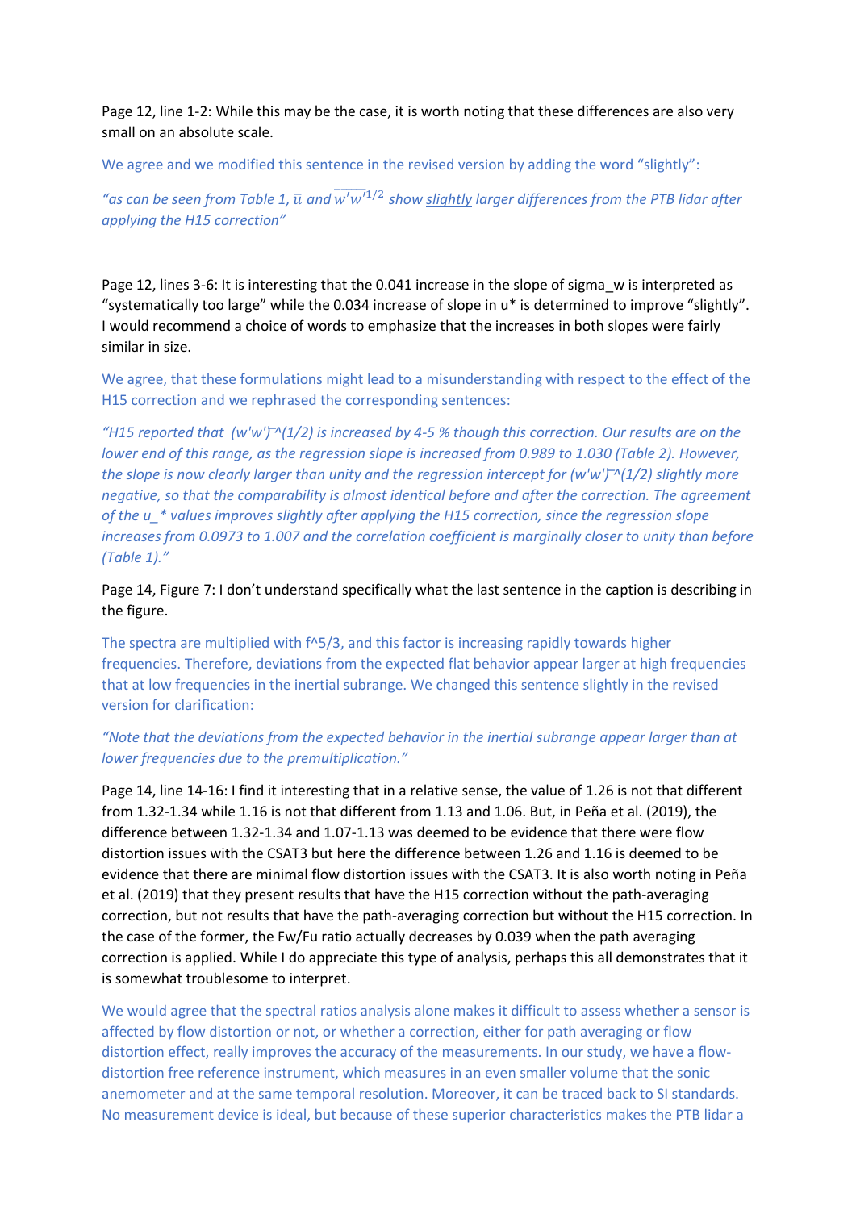Page 12, line 1-2: While this may be the case, it is worth noting that these differences are also very small on an absolute scale.

We agree and we modified this sentence in the revised version by adding the word "slightly":

*"as can be seen from Table 1, $\bar{u}$ and $\overline{w'w'}^{1/2}$ show* *slightly* *larger differences from the PTB lidar after applying the H15 correction"*

Page 12, lines 3-6: It is interesting that the 0.041 increase in the slope of sigma_w is interpreted as "systematically too large" while the 0.034 increase of slope in u* is determined to improve "slightly". I would recommend a choice of words to emphasize that the increases in both slopes were fairly similar in size.

We agree, that these formulations might lead to a misunderstanding with respect to the effect of the H15 correction and we rephrased the corresponding sentences:

*"H15 reported that (w'w')¯^(1/2) is increased by 4-5 % though this correction. Our results are on the lower end of this range, as the regression slope is increased from 0.989 to 1.030 (Table 2). However, the slope is now clearly larger than unity and the regression intercept for (w'w')¯^(1/2) slightly more negative, so that the comparability is almost identical before and after the correction. The agreement of the u_* values improves slightly after applying the H15 correction, since the regression slope increases from 0.0973 to 1.007 and the correlation coefficient is marginally closer to unity than before (Table 1)."*

Page 14, Figure 7: I don't understand specifically what the last sentence in the caption is describing in the figure.

The spectra are multiplied with f^5/3, and this factor is increasing rapidly towards higher frequencies. Therefore, deviations from the expected flat behavior appear larger at high frequencies that at low frequencies in the inertial subrange. We changed this sentence slightly in the revised version for clarification:

*"Note that the deviations from the expected behavior in the inertial subrange appear larger than at lower frequencies due to the premultiplication."*

Page 14, line 14-16: I find it interesting that in a relative sense, the value of 1.26 is not that different from 1.32-1.34 while 1.16 is not that different from 1.13 and 1.06. But, in Peña et al. (2019), the difference between 1.32-1.34 and 1.07-1.13 was deemed to be evidence that there were flow distortion issues with the CSAT3 but here the difference between 1.26 and 1.16 is deemed to be evidence that there are minimal flow distortion issues with the CSAT3. It is also worth noting in Peña et al. (2019) that they present results that have the H15 correction without the path-averaging correction, but not results that have the path-averaging correction but without the H15 correction. In the case of the former, the Fw/Fu ratio actually decreases by 0.039 when the path averaging correction is applied. While I do appreciate this type of analysis, perhaps this all demonstrates that it is somewhat troublesome to interpret.

We would agree that the spectral ratios analysis alone makes it difficult to assess whether a sensor is affected by flow distortion or not, or whether a correction, either for path averaging or flow distortion effect, really improves the accuracy of the measurements. In our study, we have a flow-distortion free reference instrument, which measures in an even smaller volume that the sonic anemometer and at the same temporal resolution. Moreover, it can be traced back to SI standards. No measurement device is ideal, but because of these superior characteristics makes the PTB lidar a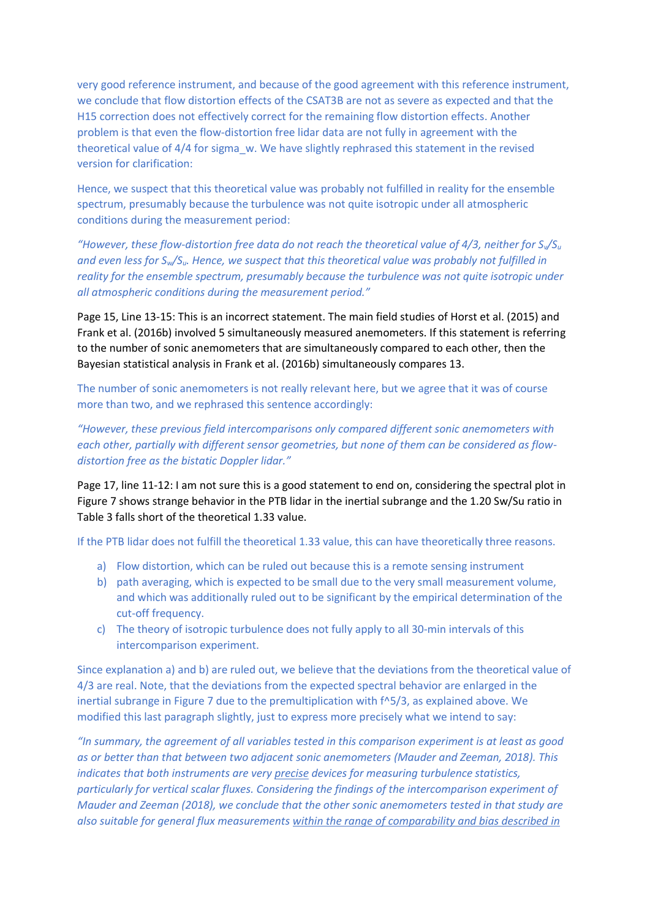very good reference instrument, and because of the good agreement with this reference instrument, we conclude that flow distortion effects of the CSAT3B are not as severe as expected and that the H15 correction does not effectively correct for the remaining flow distortion effects. Another problem is that even the flow-distortion free lidar data are not fully in agreement with the theoretical value of 4/4 for sigma_w. We have slightly rephrased this statement in the revised version for clarification:

Hence, we suspect that this theoretical value was probably not fulfilled in reality for the ensemble spectrum, presumably because the turbulence was not quite isotropic under all atmospheric conditions during the measurement period:

*"However, these flow-distortion free data do not reach the theoretical value of 4/3, neither for $S_v/S_u$ and even less for $S_w/S_u$. Hence, we suspect that this theoretical value was probably not fulfilled in reality for the ensemble spectrum, presumably because the turbulence was not quite isotropic under all atmospheric conditions during the measurement period."*

Page 15, Line 13-15: This is an incorrect statement. The main field studies of Horst et al. (2015) and Frank et al. (2016b) involved 5 simultaneously measured anemometers. If this statement is referring to the number of sonic anemometers that are simultaneously compared to each other, then the Bayesian statistical analysis in Frank et al. (2016b) simultaneously compares 13.

The number of sonic anemometers is not really relevant here, but we agree that it was of course more than two, and we rephrased this sentence accordingly:

*"However, these previous field intercomparisons only compared different sonic anemometers with each other, partially with different sensor geometries, but none of them can be considered as flow-distortion free as the bistatic Doppler lidar."*

Page 17, line 11-12: I am not sure this is a good statement to end on, considering the spectral plot in Figure 7 shows strange behavior in the PTB lidar in the inertial subrange and the 1.20 Sw/Su ratio in Table 3 falls short of the theoretical 1.33 value.

If the PTB lidar does not fulfill the theoretical 1.33 value, this can have theoretically three reasons.

a) Flow distortion, which can be ruled out because this is a remote sensing instrument
b) path averaging, which is expected to be small due to the very small measurement volume, and which was additionally ruled out to be significant by the empirical determination of the cut-off frequency.
c) The theory of isotropic turbulence does not fully apply to all 30-min intervals of this intercomparison experiment.

Since explanation a) and b) are ruled out, we believe that the deviations from the theoretical value of 4/3 are real. Note, that the deviations from the expected spectral behavior are enlarged in the inertial subrange in Figure 7 due to the premultiplication with $f^{5/3}$, as explained above. We modified this last paragraph slightly, just to express more precisely what we intend to say:

*"In summary, the agreement of all variables tested in this comparison experiment is at least as good as or better than between two adjacent sonic anemometers (Mauder and Zeeman, 2018). This indicates that both instruments are very <u>precise</u> devices for measuring turbulence statistics, particularly for vertical scalar fluxes. Considering the findings of the intercomparison experiment of Mauder and Zeeman (2018), we conclude that the other sonic anemometers tested in that study are also suitable for general flux measurements <u>within the range of comparability and bias described in</u>*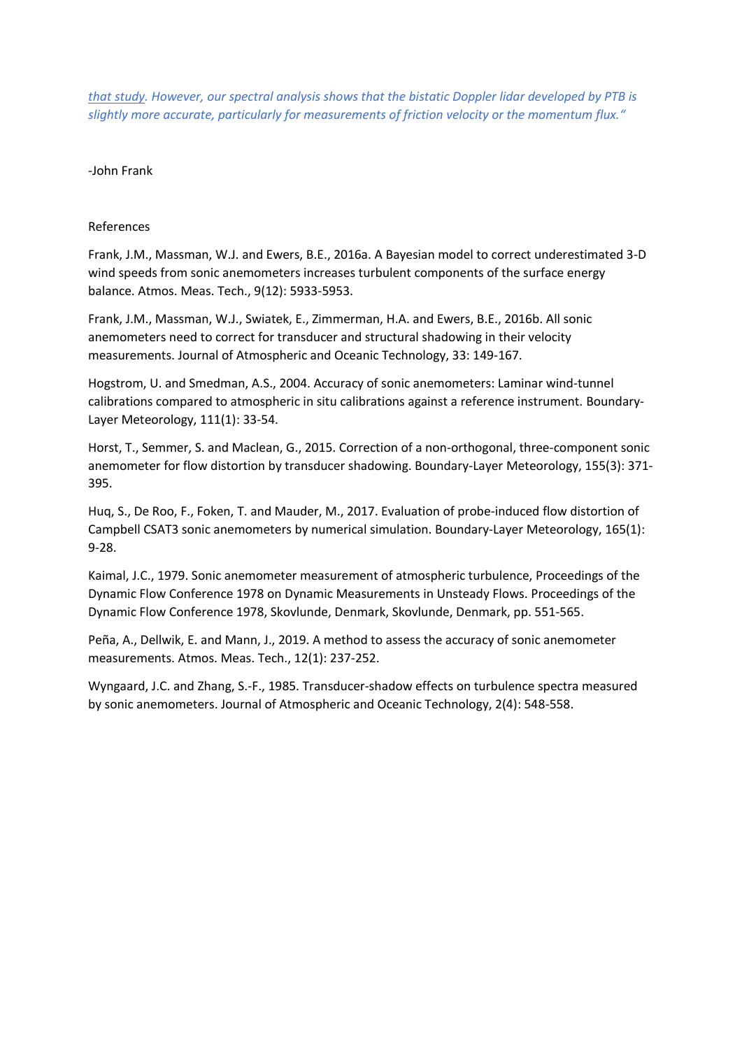*[that study](#). However, our spectral analysis shows that the bistatic Doppler lidar developed by PTB is slightly more accurate, particularly for measurements of friction velocity or the momentum flux."*

-John Frank

References

Frank, J.M., Massman, W.J. and Ewers, B.E., 2016a. A Bayesian model to correct underestimated 3-D wind speeds from sonic anemometers increases turbulent components of the surface energy balance. Atmos. Meas. Tech., 9(12): 5933-5953.

Frank, J.M., Massman, W.J., Swiatek, E., Zimmerman, H.A. and Ewers, B.E., 2016b. All sonic anemometers need to correct for transducer and structural shadowing in their velocity measurements. Journal of Atmospheric and Oceanic Technology, 33: 149-167.

Hogstrom, U. and Smedman, A.S., 2004. Accuracy of sonic anemometers: Laminar wind-tunnel calibrations compared to atmospheric in situ calibrations against a reference instrument. Boundary-Layer Meteorology, 111(1): 33-54.

Horst, T., Semmer, S. and Maclean, G., 2015. Correction of a non-orthogonal, three-component sonic anemometer for flow distortion by transducer shadowing. Boundary-Layer Meteorology, 155(3): 371-395.

Huq, S., De Roo, F., Foken, T. and Mauder, M., 2017. Evaluation of probe-induced flow distortion of Campbell CSAT3 sonic anemometers by numerical simulation. Boundary-Layer Meteorology, 165(1): 9-28.

Kaimal, J.C., 1979. Sonic anemometer measurement of atmospheric turbulence, Proceedings of the Dynamic Flow Conference 1978 on Dynamic Measurements in Unsteady Flows. Proceedings of the Dynamic Flow Conference 1978, Skovlunde, Denmark, Skovlunde, Denmark, pp. 551-565.

Peña, A., Dellwik, E. and Mann, J., 2019. A method to assess the accuracy of sonic anemometer measurements. Atmos. Meas. Tech., 12(1): 237-252.

Wyngaard, J.C. and Zhang, S.-F., 1985. Transducer-shadow effects on turbulence spectra measured by sonic anemometers. Journal of Atmospheric and Oceanic Technology, 2(4): 548-558.